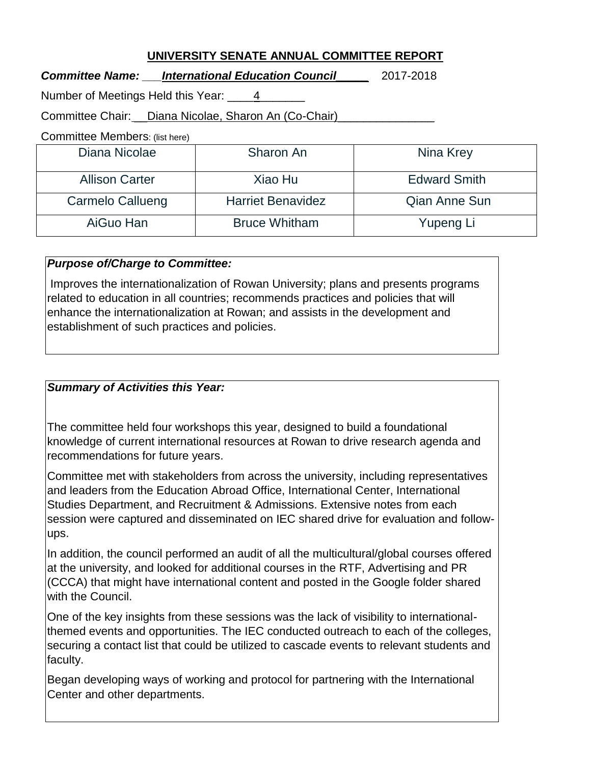## UNIVERSITY SENATE ANNUAL COMMITTEE REPORT

***Committee Name:*** ***International Education Council*** 2017-2018

Number of Meetings Held this Year: 4

Committee Chair: Diana Nicolae, Sharon An (Co-Chair)

Committee Members: (list here)

| | | |
|---|---|---|
| Diana Nicolae | Sharon An | Nina Krey |
| Allison Carter | Xiao Hu | Edward Smith |
| Carmelo Callueng | Harriet Benavidez | Qian Anne Sun |
| AiGuo Han | Bruce Whitham | Yupeng Li |

***Purpose of/Charge to Committee:***

Improves the internationalization of Rowan University; plans and presents programs related to education in all countries; recommends practices and policies that will enhance the internationalization at Rowan; and assists in the development and establishment of such practices and policies.

***Summary of Activities this Year:***

The committee held four workshops this year, designed to build a foundational knowledge of current international resources at Rowan to drive research agenda and recommendations for future years.

Committee met with stakeholders from across the university, including representatives and leaders from the Education Abroad Office, International Center, International Studies Department, and Recruitment & Admissions. Extensive notes from each session were captured and disseminated on IEC shared drive for evaluation and follow-ups.

In addition, the council performed an audit of all the multicultural/global courses offered at the university, and looked for additional courses in the RTF, Advertising and PR (CCCA) that might have international content and posted in the Google folder shared with the Council.

One of the key insights from these sessions was the lack of visibility to international-themed events and opportunities. The IEC conducted outreach to each of the colleges, securing a contact list that could be utilized to cascade events to relevant students and faculty.

Began developing ways of working and protocol for partnering with the International Center and other departments.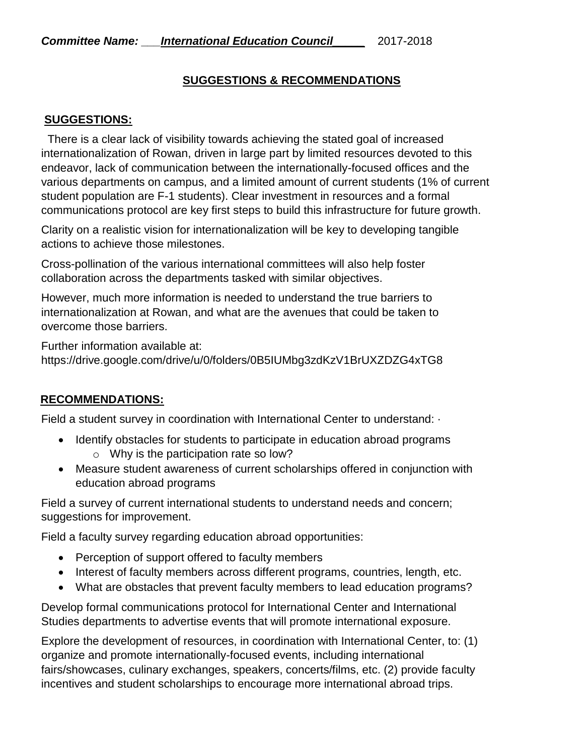**_Committee Name: ___International Education Council_____ _** 2017-2018

## SUGGESTIONS & RECOMMENDATIONS

### SUGGESTIONS:

There is a clear lack of visibility towards achieving the stated goal of increased internationalization of Rowan, driven in large part by limited resources devoted to this endeavor, lack of communication between the internationally-focused offices and the various departments on campus, and a limited amount of current students (1% of current student population are F-1 students). Clear investment in resources and a formal communications protocol are key first steps to build this infrastructure for future growth.

Clarity on a realistic vision for internationalization will be key to developing tangible actions to achieve those milestones.

Cross-pollination of the various international committees will also help foster collaboration across the departments tasked with similar objectives.

However, much more information is needed to understand the true barriers to internationalization at Rowan, and what are the avenues that could be taken to overcome those barriers.

Further information available at:
https://drive.google.com/drive/u/0/folders/0B5IUMbg3zdKzV1BrUXZDZG4xTG8

### RECOMMENDATIONS:

Field a student survey in coordination with International Center to understand: ·

- Identify obstacles for students to participate in education abroad programs
  - Why is the participation rate so low?
- Measure student awareness of current scholarships offered in conjunction with education abroad programs

Field a survey of current international students to understand needs and concern; suggestions for improvement.

Field a faculty survey regarding education abroad opportunities:

- Perception of support offered to faculty members
- Interest of faculty members across different programs, countries, length, etc.
- What are obstacles that prevent faculty members to lead education programs?

Develop formal communications protocol for International Center and International Studies departments to advertise events that will promote international exposure.

Explore the development of resources, in coordination with International Center, to: (1) organize and promote internationally-focused events, including international fairs/showcases, culinary exchanges, speakers, concerts/films, etc. (2) provide faculty incentives and student scholarships to encourage more international abroad trips.